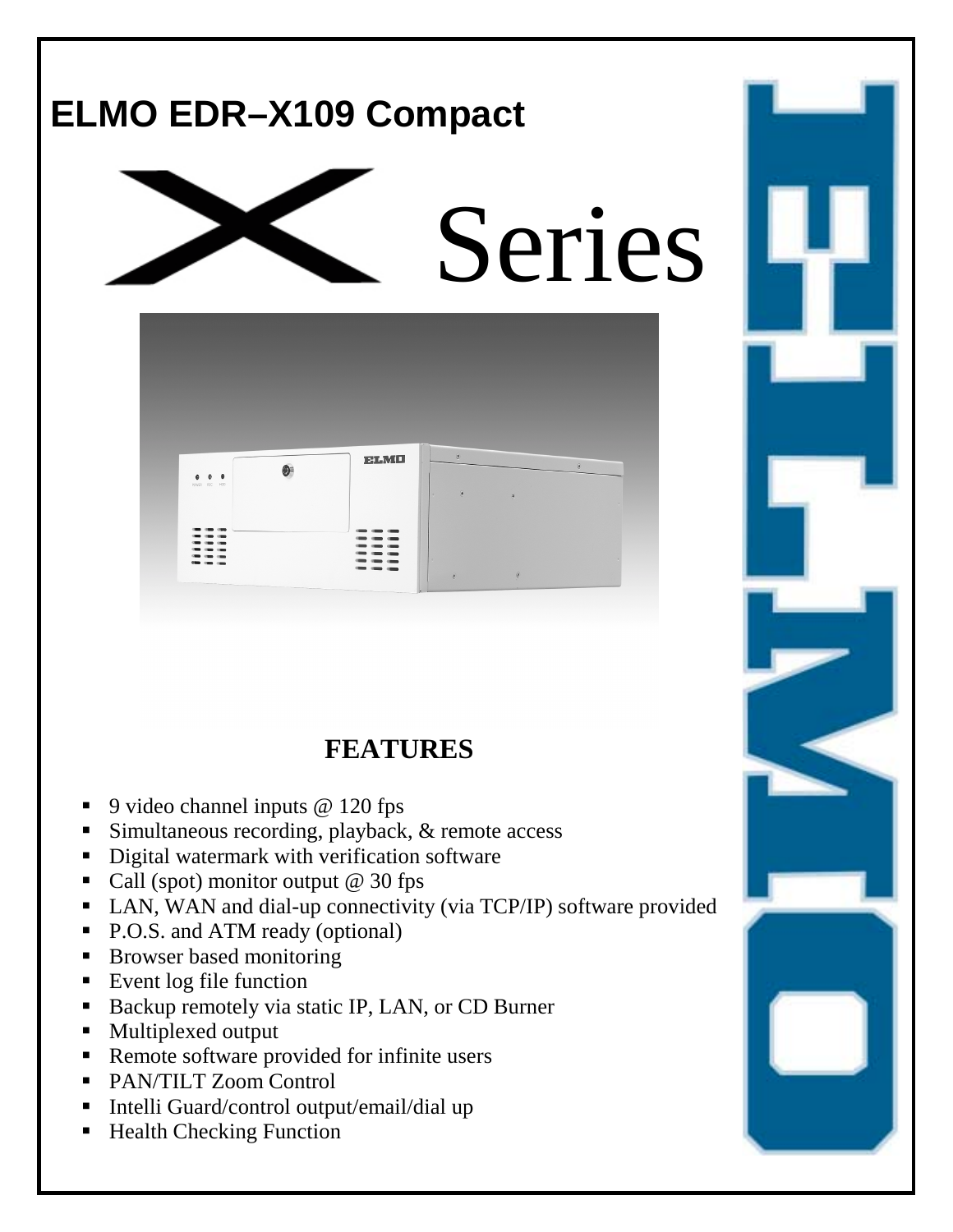# ELMO EDR–X109 Compact

# X Series

## FEATURES

- 9 video channel inputs @ 120 fps
- Simultaneous recording, playback, & remote access
- Digital watermark with verification software
- Call (spot) monitor output @ 30 fps
- LAN, WAN and dial-up connectivity (via TCP/IP) software provided
- P.O.S. and ATM ready (optional)
- Browser based monitoring
- Event log file function
- Backup remotely via static IP, LAN, or CD Burner
- Multiplexed output
- Remote software provided for infinite users
- PAN/TILT Zoom Control
- Intelli Guard/control output/email/dial up
- Health Checking Function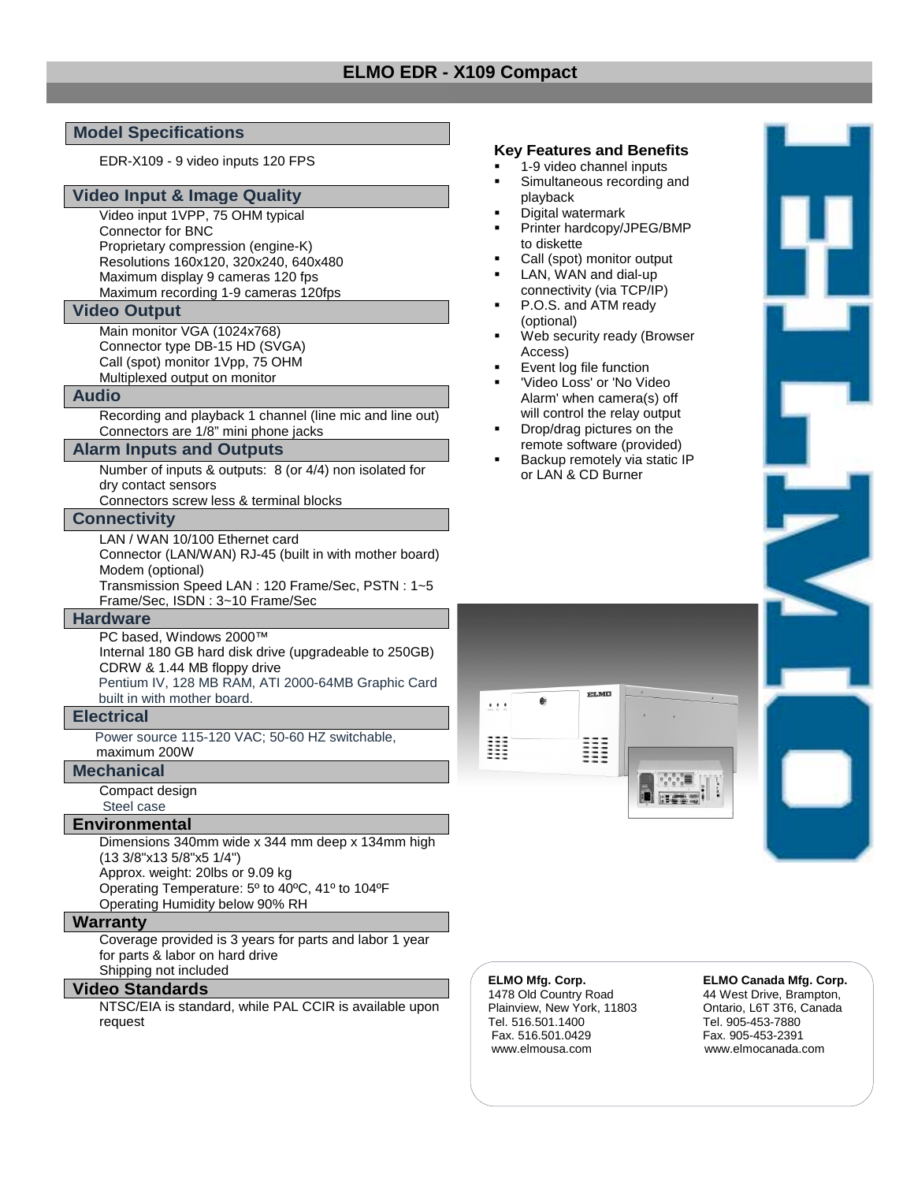# ELMO EDR - X109 Compact

## Model Specifications

EDR-X109 - 9 video inputs 120 FPS

## Video Input & Image Quality

Video input 1VPP, 75 OHM typical
Connector for BNC
Proprietary compression (engine-K)
Resolutions 160x120, 320x240, 640x480
Maximum display 9 cameras 120 fps
Maximum recording 1-9 cameras 120fps

## Video Output

Main monitor VGA (1024x768)
Connector type DB-15 HD (SVGA)
Call (spot) monitor 1Vpp, 75 OHM
Multiplexed output on monitor

## Audio

Recording and playback 1 channel (line mic and line out)
Connectors are 1/8" mini phone jacks

## Alarm Inputs and Outputs

Number of inputs & outputs: 8 (or 4/4) non isolated for dry contact sensors
Connectors screw less & terminal blocks

## Connectivity

LAN / WAN 10/100 Ethernet card
Connector (LAN/WAN) RJ-45 (built in with mother board)
Modem (optional)
Transmission Speed LAN : 120 Frame/Sec, PSTN : 1~5 Frame/Sec, ISDN : 3~10 Frame/Sec

## Hardware

PC based, Windows 2000™
Internal 180 GB hard disk drive (upgradeable to 250GB)
CDRW & 1.44 MB floppy drive
Pentium IV, 128 MB RAM, ATI 2000-64MB Graphic Card built in with mother board.

## Electrical

Power source 115-120 VAC; 50-60 HZ switchable, maximum 200W

## Mechanical

Compact design
Steel case

## Environmental

Dimensions 340mm wide x 344 mm deep x 134mm high (13 3/8"x13 5/8"x5 1/4")
Approx. weight: 20lbs or 9.09 kg
Operating Temperature: 5º to 40ºC, 41º to 104ºF
Operating Humidity below 90% RH

## Warranty

Coverage provided is 3 years for parts and labor 1 year for parts & labor on hard drive
Shipping not included

## Video Standards

NTSC/EIA is standard, while PAL CCIR is available upon request

### Key Features and Benefits

- 1-9 video channel inputs
- Simultaneous recording and playback
- Digital watermark
- Printer hardcopy/JPEG/BMP to diskette
- Call (spot) monitor output
- LAN, WAN and dial-up connectivity (via TCP/IP)
- P.O.S. and ATM ready (optional)
- Web security ready (Browser Access)
- Event log file function
- 'Video Loss' or 'No Video Alarm' when camera(s) off will control the relay output
- Drop/drag pictures on the remote software (provided)
- Backup remotely via static IP or LAN & CD Burner

**ELMO Mfg. Corp.**
1478 Old Country Road
Plainview, New York, 11803
Tel. 516.501.1400
Fax. 516.501.0429
www.elmousa.com

**ELMO Canada Mfg. Corp.**
44 West Drive, Brampton,
Ontario, L6T 3T6, Canada
Tel. 905-453-7880
Fax. 905-453-2391
www.elmocanada.com